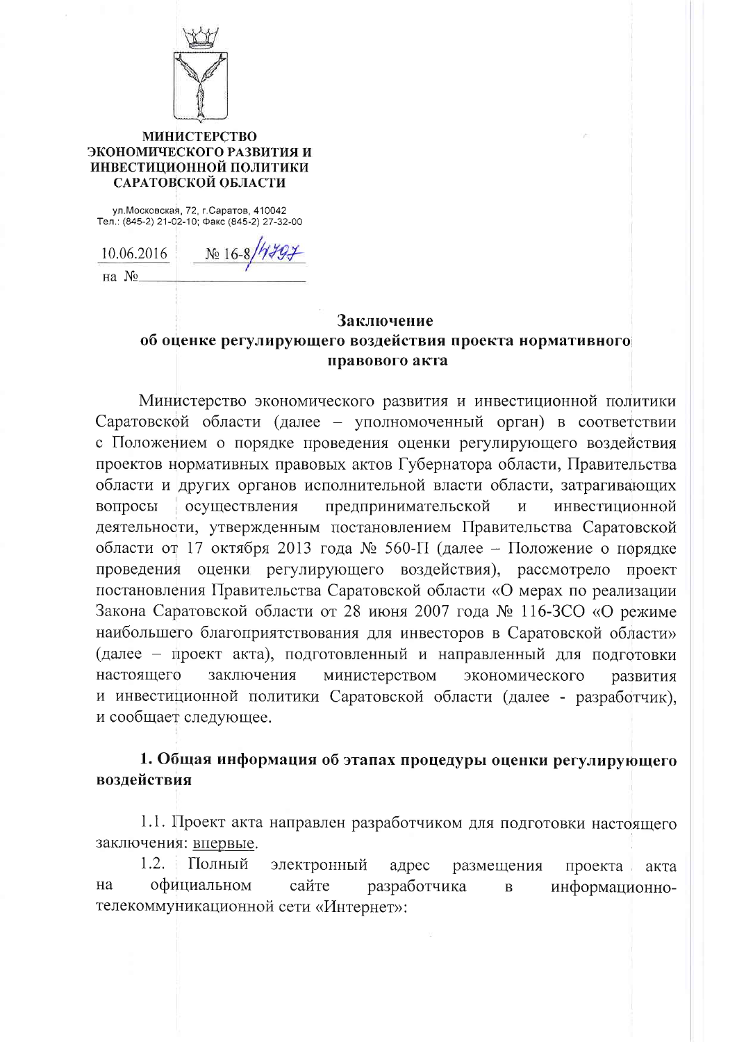**МИНИСТЕРСТВО ЭКОНОМИЧЕСКОГО РАЗВИТИЯ И ИНВЕСТИЦИОННОЙ ПОЛИТИКИ САРАТОВСКОЙ ОБЛАСТИ**

ул.Московская, 72, г.Саратов, 410042
Тел.: (845-2) 21-02-10; Факс (845-2) 27-32-00

10.06.2016 № 16-8/14797

на №

## Заключение об оценке регулирующего воздействия проекта нормативного правового акта

Министерство экономического развития и инвестиционной политики Саратовской области (далее – уполномоченный орган) в соответствии с Положением о порядке проведения оценки регулирующего воздействия проектов нормативных правовых актов Губернатора области, Правительства области и других органов исполнительной власти области, затрагивающих вопросы осуществления предпринимательской и инвестиционной деятельности, утвержденным постановлением Правительства Саратовской области от 17 октября 2013 года № 560-П (далее – Положение о порядке проведения оценки регулирующего воздействия), рассмотрело проект постановления Правительства Саратовской области «О мерах по реализации Закона Саратовской области от 28 июня 2007 года № 116-ЗСО «О режиме наибольшего благоприятствования для инвесторов в Саратовской области» (далее – проект акта), подготовленный и направленный для подготовки настоящего заключения министерством экономического развития и инвестиционной политики Саратовской области (далее - разработчик), и сообщает следующее.

### 1. Общая информация об этапах процедуры оценки регулирующего воздействия

1.1. Проект акта направлен разработчиком для подготовки настоящего заключения: впервые.

1.2. Полный электронный адрес размещения проекта акта на официальном сайте разработчика в информационно-телекоммуникационной сети «Интернет»: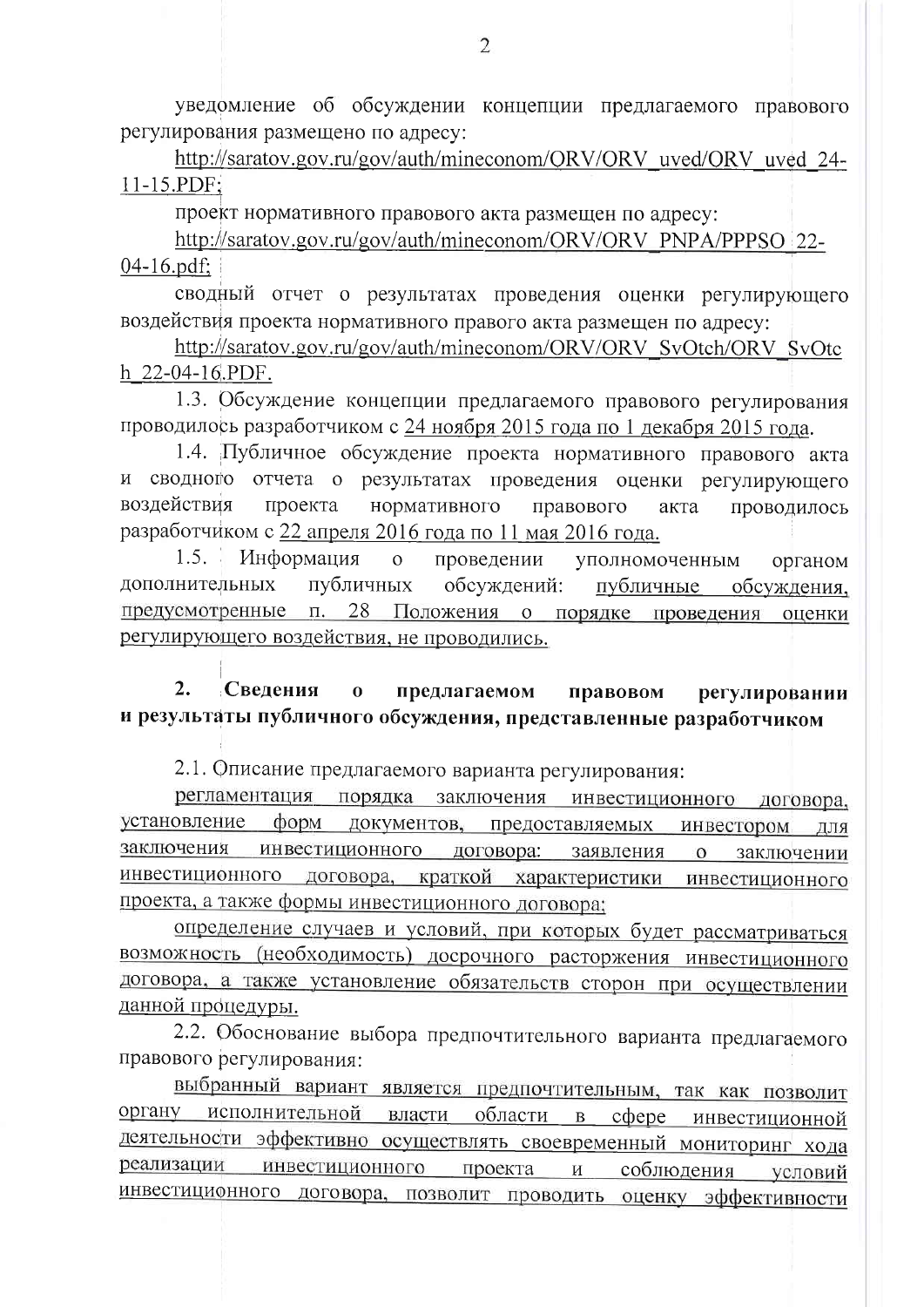уведомление об обсуждении концепции предлагаемого правового регулирования размещено по адресу:

http://saratov.gov.ru/gov/auth/mineconom/ORV/ORV_uved/ORV_uved_24-11-15.PDF;

проект нормативного правового акта размещен по адресу:

http://saratov.gov.ru/gov/auth/mineconom/ORV/ORV_PNPA/PPPSO_22-04-16.pdf;

сводный отчет о результатах проведения оценки регулирующего воздействия проекта нормативного правого акта размещен по адресу:

http://saratov.gov.ru/gov/auth/mineconom/ORV/ORV_SvOtch/ORV_SvOtch_22-04-16.PDF.

1.3. Обсуждение концепции предлагаемого правового регулирования проводилось разработчиком с 24 ноября 2015 года по 1 декабря 2015 года.

1.4. Публичное обсуждение проекта нормативного правового акта и сводного отчета о результатах проведения оценки регулирующего воздействия проекта нормативного правового акта проводилось разработчиком с 22 апреля 2016 года по 11 мая 2016 года.

1.5. Информация о проведении уполномоченным органом дополнительных публичных обсуждений: публичные обсуждения, предусмотренные п. 28 Положения о порядке проведения оценки регулирующего воздействия, не проводились.

## 2. Сведения о предлагаемом правовом регулировании и результаты публичного обсуждения, представленные разработчиком

2.1. Описание предлагаемого варианта регулирования:

регламентация порядка заключения инвестиционного договора, установление форм документов, предоставляемых инвестором для заключения инвестиционного договора: заявления о заключении инвестиционного договора, краткой характеристики инвестиционного проекта, а также формы инвестиционного договора;

определение случаев и условий, при которых будет рассматриваться возможность (необходимость) досрочного расторжения инвестиционного договора, а также установление обязательств сторон при осуществлении данной процедуры.

2.2. Обоснование выбора предпочтительного варианта предлагаемого правового регулирования:

выбранный вариант является предпочтительным, так как позволит органу исполнительной власти области в сфере инвестиционной деятельности эффективно осуществлять своевременный мониторинг хода реализации инвестиционного проекта и соблюдения условий инвестиционного договора, позволит проводить оценку эффективности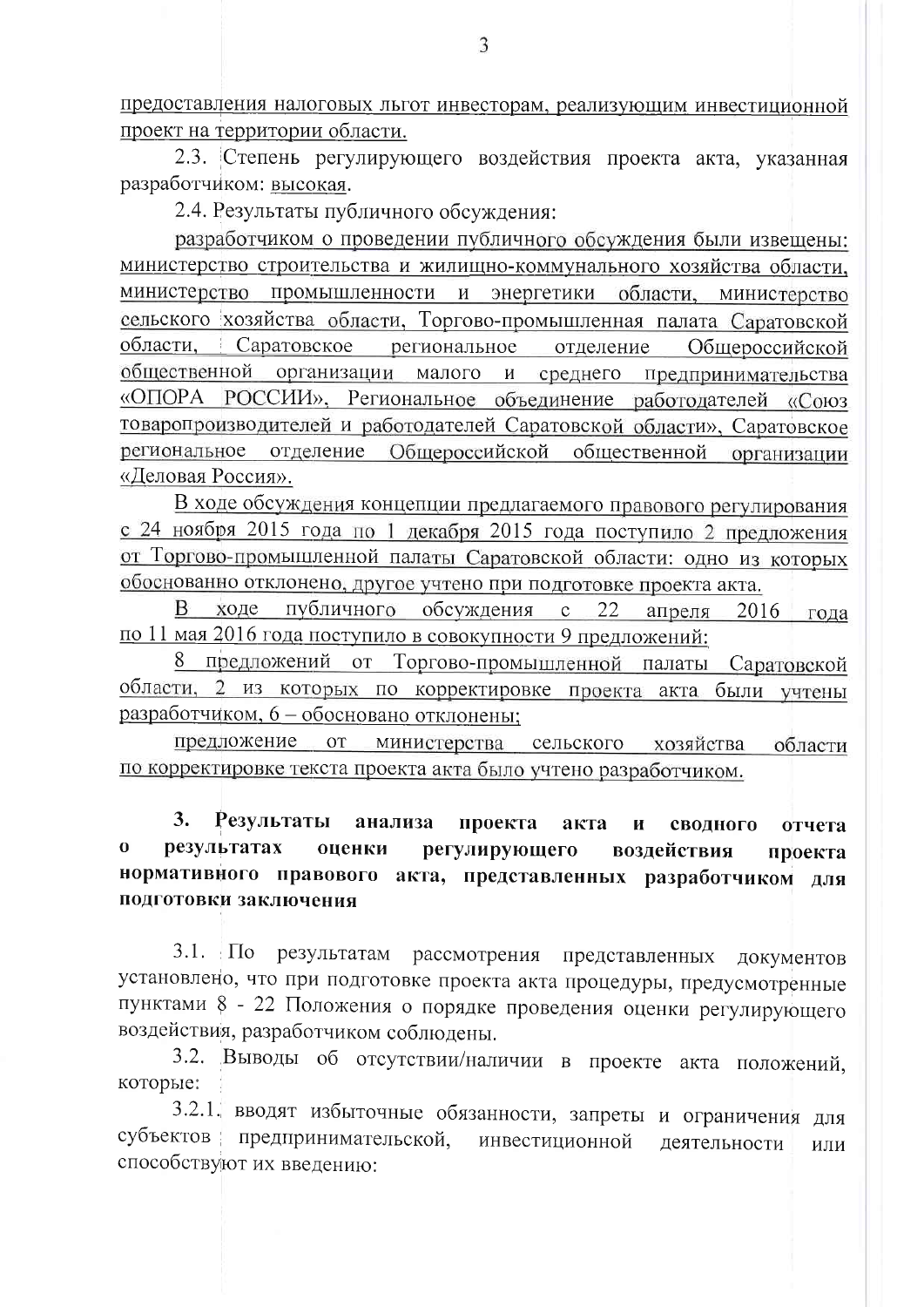предоставления налоговых льгот инвесторам, реализующим инвестиционной проект на территории области.

2.3. Степень регулирующего воздействия проекта акта, указанная разработчиком: высокая.

2.4. Результаты публичного обсуждения:

разработчиком о проведении публичного обсуждения были извещены: министерство строительства и жилищно-коммунального хозяйства области, министерство промышленности и энергетики области, министерство сельского хозяйства области, Торгово-промышленная палата Саратовской области, Саратовское региональное отделение Общероссийской общественной организации малого и среднего предпринимательства «ОПОРА РОССИИ», Региональное объединение работодателей «Союз товаропроизводителей и работодателей Саратовской области», Саратовское региональное отделение Общероссийской общественной организации «Деловая Россия».

В ходе обсуждения концепции предлагаемого правового регулирования с 24 ноября 2015 года по 1 декабря 2015 года поступило 2 предложения от Торгово-промышленной палаты Саратовской области: одно из которых обоснованно отклонено, другое учтено при подготовке проекта акта.

В ходе публичного обсуждения с 22 апреля 2016 года по 11 мая 2016 года поступило в совокупности 9 предложений:

8 предложений от Торгово-промышленной палаты Саратовской области, 2 из которых по корректировке проекта акта были учтены разработчиком, 6 – обосновано отклонены;

предложение от министерства сельского хозяйства области по корректировке текста проекта акта было учтено разработчиком.

**3. Результаты анализа проекта акта и сводного отчета о результатах оценки регулирующего воздействия проекта нормативного правового акта, представленных разработчиком для подготовки заключения**

3.1. По результатам рассмотрения представленных документов установлено, что при подготовке проекта акта процедуры, предусмотренные пунктами 8 - 22 Положения о порядке проведения оценки регулирующего воздействия, разработчиком соблюдены.

3.2. Выводы об отсутствии/наличии в проекте акта положений, которые:

3.2.1. вводят избыточные обязанности, запреты и ограничения для субъектов предпринимательской, инвестиционной деятельности или способствуют их введению: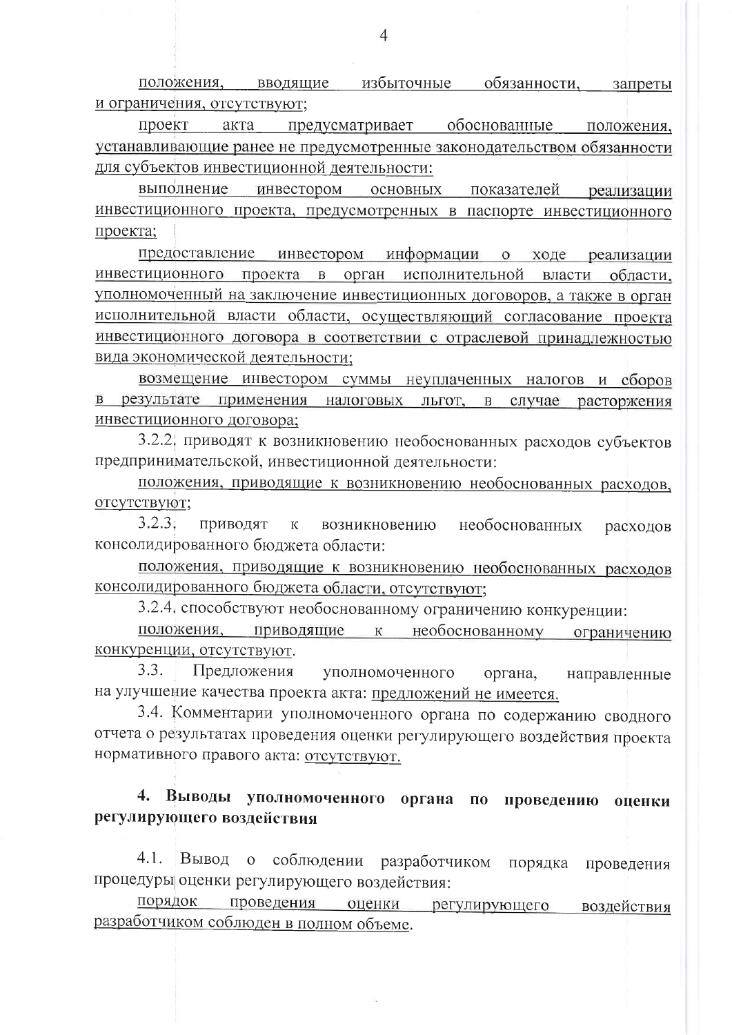положения, вводящие избыточные обязанности, запреты и ограничения, отсутствуют;

проект акта предусматривает обоснованные положения, устанавливающие ранее не предусмотренные законодательством обязанности для субъектов инвестиционной деятельности:

выполнение инвестором основных показателей реализации инвестиционного проекта, предусмотренных в паспорте инвестиционного проекта;

предоставление инвестором информации о ходе реализации инвестиционного проекта в орган исполнительной власти области, уполномоченный на заключение инвестиционных договоров, а также в орган исполнительной власти области, осуществляющий согласование проекта инвестиционного договора в соответствии с отраслевой принадлежностью вида экономической деятельности;

возмещение инвестором суммы неуплаченных налогов и сборов в результате применения налоговых льгот, в случае расторжения инвестиционного договора;

3.2.2. приводят к возникновению необоснованных расходов субъектов предпринимательской, инвестиционной деятельности:

положения, приводящие к возникновению необоснованных расходов, отсутствуют;

3.2.3. приводят к возникновению необоснованных расходов консолидированного бюджета области:

положения, приводящие к возникновению необоснованных расходов консолидированного бюджета области, отсутствуют;

3.2.4. способствуют необоснованному ограничению конкуренции:

положения, приводящие к необоснованному ограничению конкуренции, отсутствуют.

3.3. Предложения уполномоченного органа, направленные на улучшение качества проекта акта: предложений не имеется.

3.4. Комментарии уполномоченного органа по содержанию сводного отчета о результатах проведения оценки регулирующего воздействия проекта нормативного правого акта: отсутствуют.

## 4. Выводы уполномоченного органа по проведению оценки регулирующего воздействия

4.1. Вывод о соблюдении разработчиком порядка проведения процедуры оценки регулирующего воздействия:

порядок проведения оценки регулирующего воздействия разработчиком соблюден в полном объеме.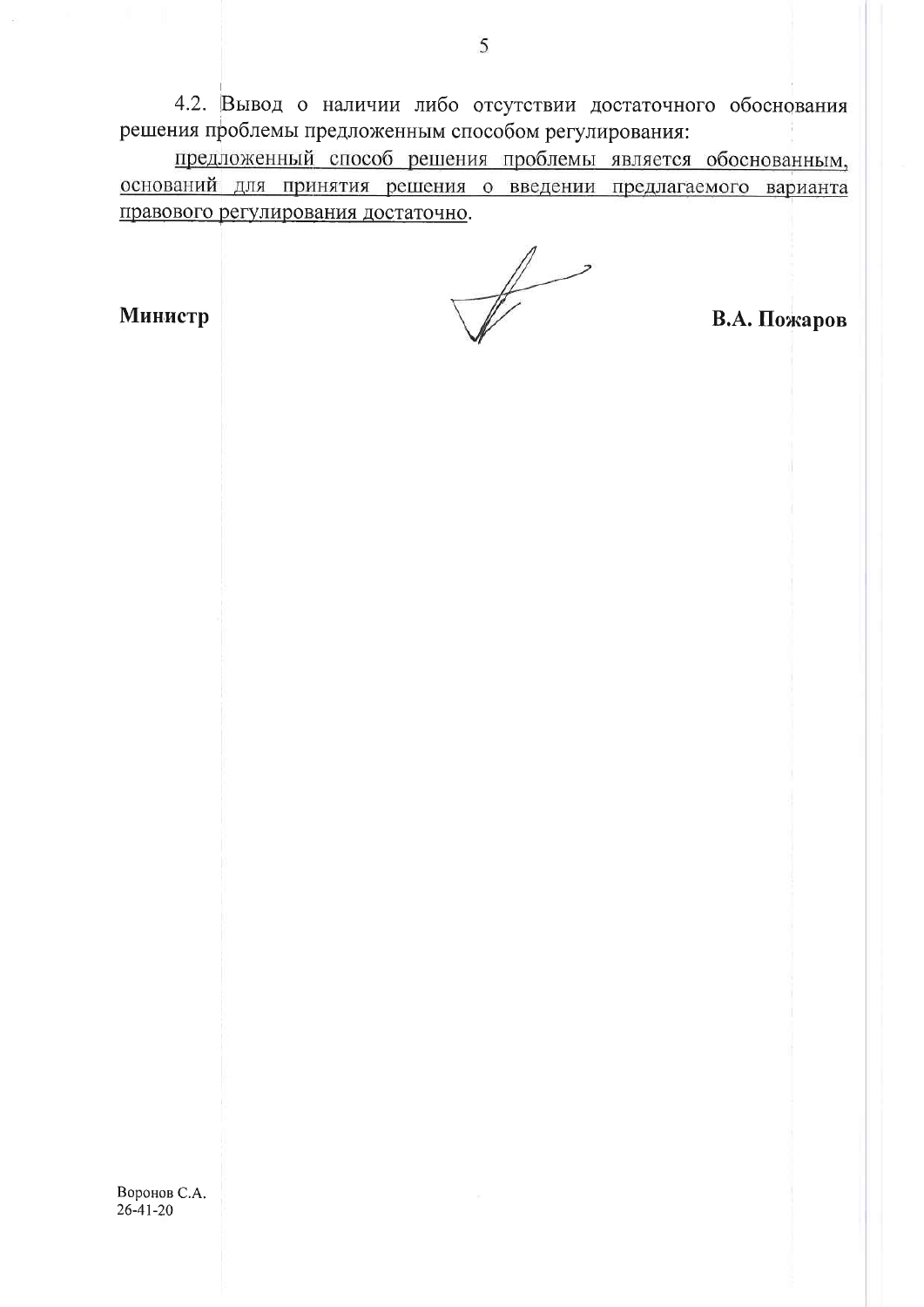4.2. Вывод о наличии либо отсутствии достаточного обоснования решения проблемы предложенным способом регулирования:

<u>предложенный способ решения проблемы является обоснованным, оснований для принятия решения о введении предлагаемого варианта правового регулирования достаточно</u>.

**Министр** **В.А. Пожаров**

Воронов С.А.
26-41-20